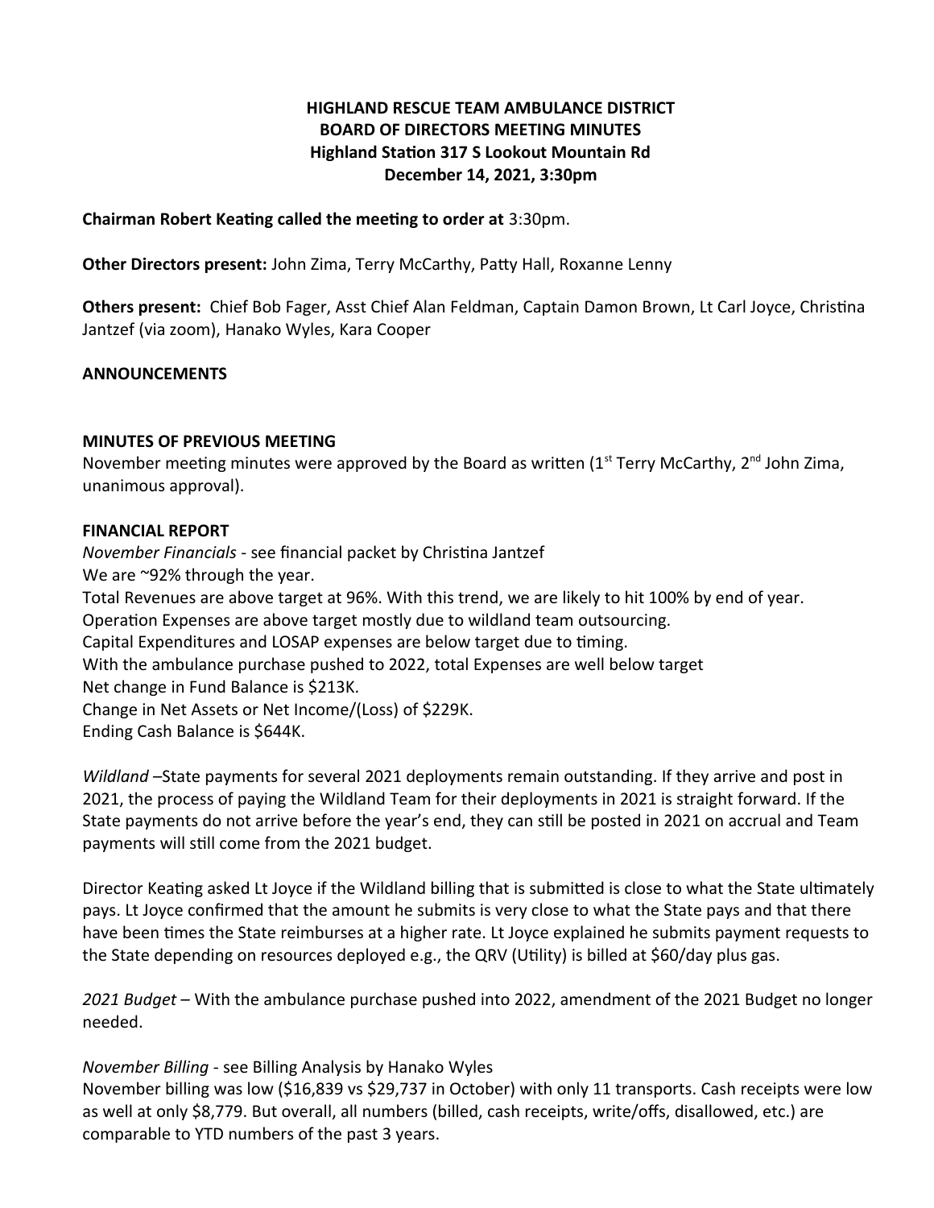# HIGHLAND RESCUE TEAM AMBULANCE DISTRICT
## BOARD OF DIRECTORS MEETING MINUTES
### Highland Station 317 S Lookout Mountain Rd
### December 14, 2021, 3:30pm

**Chairman Robert Keating called the meeting to order at** 3:30pm.

**Other Directors present:** John Zima, Terry McCarthy, Patty Hall, Roxanne Lenny

**Others present:** Chief Bob Fager, Asst Chief Alan Feldman, Captain Damon Brown, Lt Carl Joyce, Christina Jantzef (via zoom), Hanako Wyles, Kara Cooper

**ANNOUNCEMENTS**

**MINUTES OF PREVIOUS MEETING**

November meeting minutes were approved by the Board as written (1st Terry McCarthy, 2nd John Zima, unanimous approval).

**FINANCIAL REPORT**

*November Financials* - see financial packet by Christina Jantzef
We are ~92% through the year.
Total Revenues are above target at 96%. With this trend, we are likely to hit 100% by end of year.
Operation Expenses are above target mostly due to wildland team outsourcing.
Capital Expenditures and LOSAP expenses are below target due to timing.
With the ambulance purchase pushed to 2022, total Expenses are well below target
Net change in Fund Balance is $213K.
Change in Net Assets or Net Income/(Loss) of $229K.
Ending Cash Balance is $644K.

*Wildland* –State payments for several 2021 deployments remain outstanding. If they arrive and post in 2021, the process of paying the Wildland Team for their deployments in 2021 is straight forward. If the State payments do not arrive before the year's end, they can still be posted in 2021 on accrual and Team payments will still come from the 2021 budget.

Director Keating asked Lt Joyce if the Wildland billing that is submitted is close to what the State ultimately pays. Lt Joyce confirmed that the amount he submits is very close to what the State pays and that there have been times the State reimburses at a higher rate. Lt Joyce explained he submits payment requests to the State depending on resources deployed e.g., the QRV (Utility) is billed at $60/day plus gas.

*2021 Budget* – With the ambulance purchase pushed into 2022, amendment of the 2021 Budget no longer needed.

*November Billing* - see Billing Analysis by Hanako Wyles
November billing was low ($16,839 vs $29,737 in October) with only 11 transports. Cash receipts were low as well at only $8,779. But overall, all numbers (billed, cash receipts, write/offs, disallowed, etc.) are comparable to YTD numbers of the past 3 years.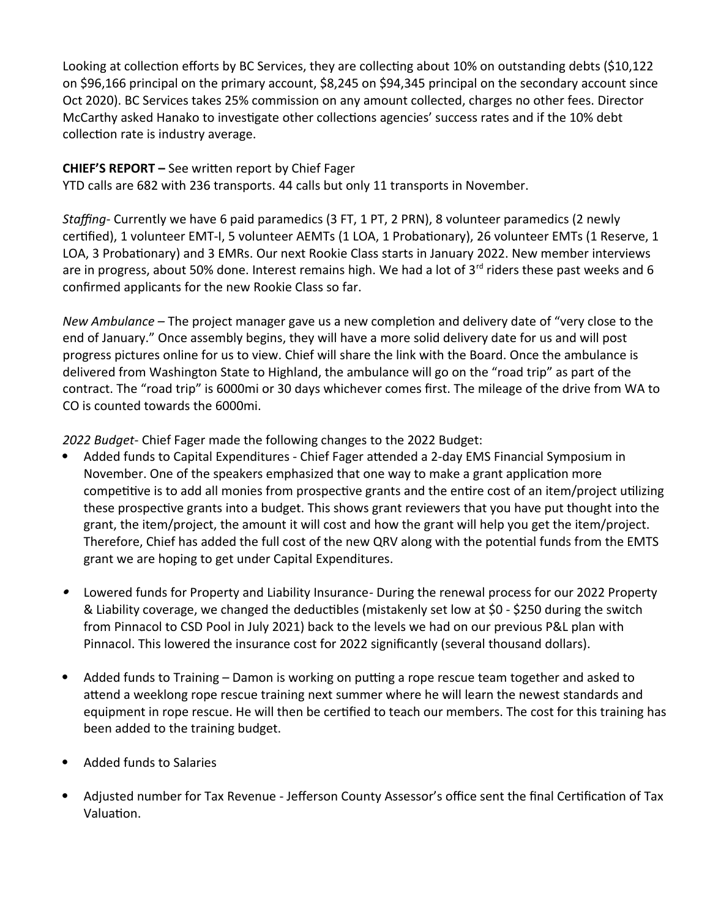Looking at collection efforts by BC Services, they are collecting about 10% on outstanding debts ($10,122 on $96,166 principal on the primary account, $8,245 on $94,345 principal on the secondary account since Oct 2020). BC Services takes 25% commission on any amount collected, charges no other fees. Director McCarthy asked Hanako to investigate other collections agencies' success rates and if the 10% debt collection rate is industry average.

**CHIEF'S REPORT –** See written report by Chief Fager
YTD calls are 682 with 236 transports. 44 calls but only 11 transports in November.

*Staffing*- Currently we have 6 paid paramedics (3 FT, 1 PT, 2 PRN), 8 volunteer paramedics (2 newly certified), 1 volunteer EMT-I, 5 volunteer AEMTs (1 LOA, 1 Probationary), 26 volunteer EMTs (1 Reserve, 1 LOA, 3 Probationary) and 3 EMRs. Our next Rookie Class starts in January 2022. New member interviews are in progress, about 50% done. Interest remains high. We had a lot of 3rd riders these past weeks and 6 confirmed applicants for the new Rookie Class so far.

*New Ambulance* – The project manager gave us a new completion and delivery date of "very close to the end of January." Once assembly begins, they will have a more solid delivery date for us and will post progress pictures online for us to view. Chief will share the link with the Board. Once the ambulance is delivered from Washington State to Highland, the ambulance will go on the "road trip" as part of the contract. The "road trip" is 6000mi or 30 days whichever comes first. The mileage of the drive from WA to CO is counted towards the 6000mi.

*2022 Budget*- Chief Fager made the following changes to the 2022 Budget:

- Added funds to Capital Expenditures - Chief Fager attended a 2-day EMS Financial Symposium in November. One of the speakers emphasized that one way to make a grant application more competitive is to add all monies from prospective grants and the entire cost of an item/project utilizing these prospective grants into a budget. This shows grant reviewers that you have put thought into the grant, the item/project, the amount it will cost and how the grant will help you get the item/project. Therefore, Chief has added the full cost of the new QRV along with the potential funds from the EMTS grant we are hoping to get under Capital Expenditures.

- Lowered funds for Property and Liability Insurance- During the renewal process for our 2022 Property & Liability coverage, we changed the deductibles (mistakenly set low at $0 - $250 during the switch from Pinnacol to CSD Pool in July 2021) back to the levels we had on our previous P&L plan with Pinnacol. This lowered the insurance cost for 2022 significantly (several thousand dollars).

- Added funds to Training – Damon is working on putting a rope rescue team together and asked to attend a weeklong rope rescue training next summer where he will learn the newest standards and equipment in rope rescue. He will then be certified to teach our members. The cost for this training has been added to the training budget.

- Added funds to Salaries

- Adjusted number for Tax Revenue - Jefferson County Assessor's office sent the final Certification of Tax Valuation.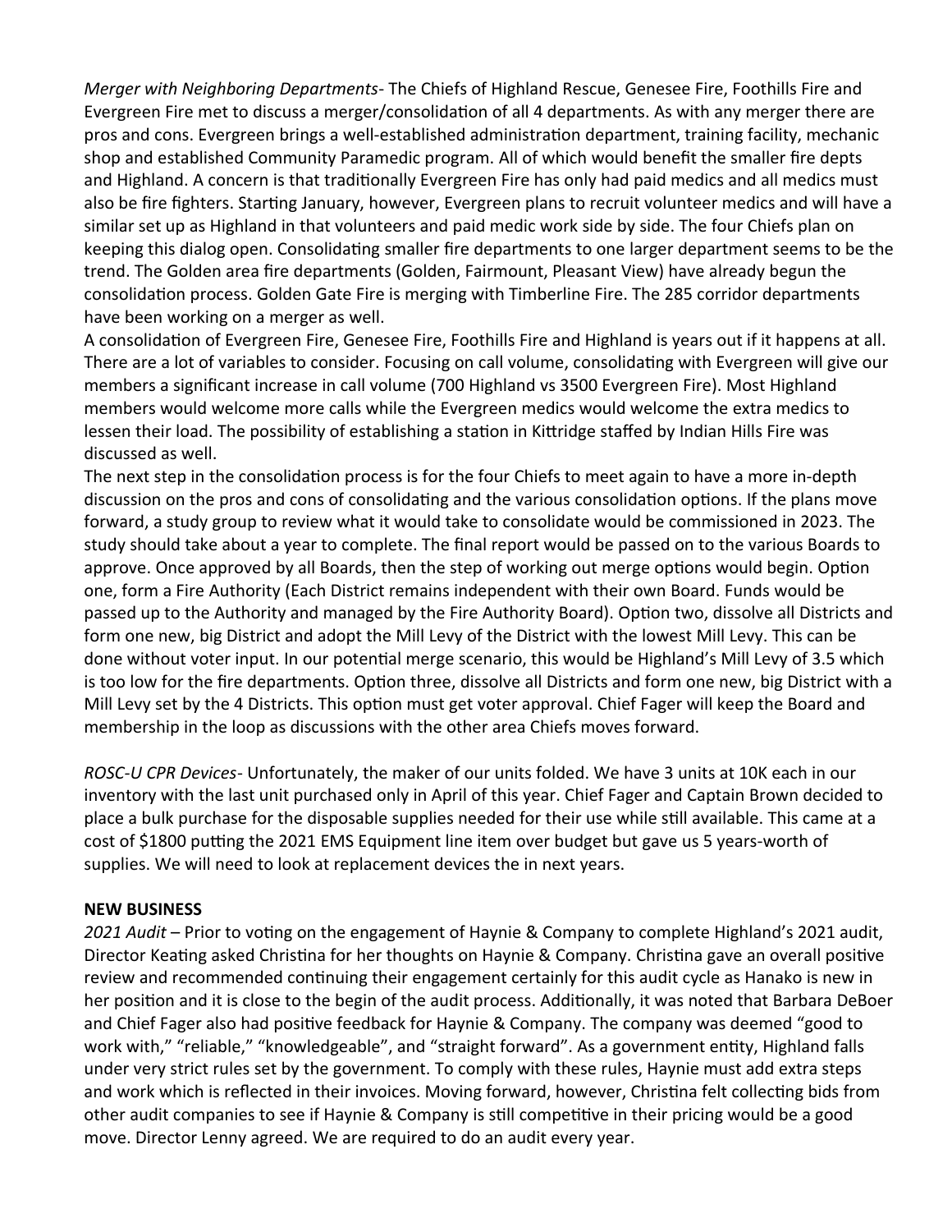*Merger with Neighboring Departments*- The Chiefs of Highland Rescue, Genesee Fire, Foothills Fire and Evergreen Fire met to discuss a merger/consolidation of all 4 departments. As with any merger there are pros and cons. Evergreen brings a well-established administration department, training facility, mechanic shop and established Community Paramedic program. All of which would benefit the smaller fire depts and Highland. A concern is that traditionally Evergreen Fire has only had paid medics and all medics must also be fire fighters. Starting January, however, Evergreen plans to recruit volunteer medics and will have a similar set up as Highland in that volunteers and paid medic work side by side. The four Chiefs plan on keeping this dialog open. Consolidating smaller fire departments to one larger department seems to be the trend. The Golden area fire departments (Golden, Fairmount, Pleasant View) have already begun the consolidation process. Golden Gate Fire is merging with Timberline Fire. The 285 corridor departments have been working on a merger as well.

A consolidation of Evergreen Fire, Genesee Fire, Foothills Fire and Highland is years out if it happens at all. There are a lot of variables to consider. Focusing on call volume, consolidating with Evergreen will give our members a significant increase in call volume (700 Highland vs 3500 Evergreen Fire). Most Highland members would welcome more calls while the Evergreen medics would welcome the extra medics to lessen their load. The possibility of establishing a station in Kittridge staffed by Indian Hills Fire was discussed as well.

The next step in the consolidation process is for the four Chiefs to meet again to have a more in-depth discussion on the pros and cons of consolidating and the various consolidation options. If the plans move forward, a study group to review what it would take to consolidate would be commissioned in 2023. The study should take about a year to complete. The final report would be passed on to the various Boards to approve. Once approved by all Boards, then the step of working out merge options would begin. Option one, form a Fire Authority (Each District remains independent with their own Board. Funds would be passed up to the Authority and managed by the Fire Authority Board). Option two, dissolve all Districts and form one new, big District and adopt the Mill Levy of the District with the lowest Mill Levy. This can be done without voter input. In our potential merge scenario, this would be Highland's Mill Levy of 3.5 which is too low for the fire departments. Option three, dissolve all Districts and form one new, big District with a Mill Levy set by the 4 Districts. This option must get voter approval. Chief Fager will keep the Board and membership in the loop as discussions with the other area Chiefs moves forward.

*ROSC-U CPR Devices*- Unfortunately, the maker of our units folded. We have 3 units at 10K each in our inventory with the last unit purchased only in April of this year. Chief Fager and Captain Brown decided to place a bulk purchase for the disposable supplies needed for their use while still available. This came at a cost of $1800 putting the 2021 EMS Equipment line item over budget but gave us 5 years-worth of supplies. We will need to look at replacement devices the in next years.

**NEW BUSINESS**

*2021 Audit* – Prior to voting on the engagement of Haynie & Company to complete Highland's 2021 audit, Director Keating asked Christina for her thoughts on Haynie & Company. Christina gave an overall positive review and recommended continuing their engagement certainly for this audit cycle as Hanako is new in her position and it is close to the begin of the audit process. Additionally, it was noted that Barbara DeBoer and Chief Fager also had positive feedback for Haynie & Company. The company was deemed "good to work with," "reliable," "knowledgeable", and "straight forward". As a government entity, Highland falls under very strict rules set by the government. To comply with these rules, Haynie must add extra steps and work which is reflected in their invoices. Moving forward, however, Christina felt collecting bids from other audit companies to see if Haynie & Company is still competitive in their pricing would be a good move. Director Lenny agreed. We are required to do an audit every year.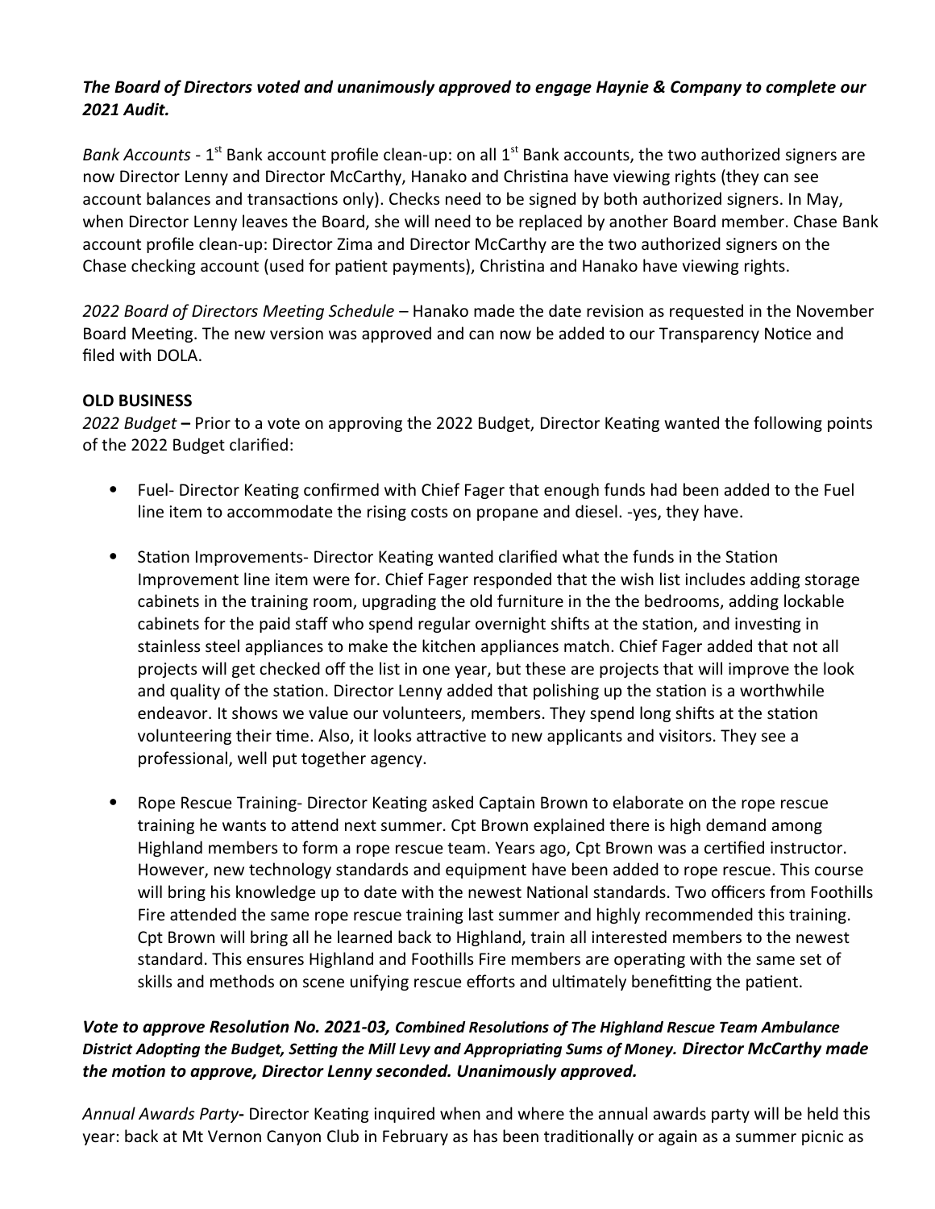***The Board of Directors voted and unanimously approved to engage Haynie & Company to complete our 2021 Audit.***

*Bank Accounts* - 1st Bank account profile clean-up: on all 1st Bank accounts, the two authorized signers are now Director Lenny and Director McCarthy, Hanako and Christina have viewing rights (they can see account balances and transactions only). Checks need to be signed by both authorized signers. In May, when Director Lenny leaves the Board, she will need to be replaced by another Board member. Chase Bank account profile clean-up: Director Zima and Director McCarthy are the two authorized signers on the Chase checking account (used for patient payments), Christina and Hanako have viewing rights.

*2022 Board of Directors Meeting Schedule* – Hanako made the date revision as requested in the November Board Meeting. The new version was approved and can now be added to our Transparency Notice and filed with DOLA.

**OLD BUSINESS**

*2022 Budget* **–** Prior to a vote on approving the 2022 Budget, Director Keating wanted the following points of the 2022 Budget clarified:

- Fuel- Director Keating confirmed with Chief Fager that enough funds had been added to the Fuel line item to accommodate the rising costs on propane and diesel. -yes, they have.
- Station Improvements- Director Keating wanted clarified what the funds in the Station Improvement line item were for. Chief Fager responded that the wish list includes adding storage cabinets in the training room, upgrading the old furniture in the the bedrooms, adding lockable cabinets for the paid staff who spend regular overnight shifts at the station, and investing in stainless steel appliances to make the kitchen appliances match. Chief Fager added that not all projects will get checked off the list in one year, but these are projects that will improve the look and quality of the station. Director Lenny added that polishing up the station is a worthwhile endeavor. It shows we value our volunteers, members. They spend long shifts at the station volunteering their time. Also, it looks attractive to new applicants and visitors. They see a professional, well put together agency.
- Rope Rescue Training- Director Keating asked Captain Brown to elaborate on the rope rescue training he wants to attend next summer. Cpt Brown explained there is high demand among Highland members to form a rope rescue team. Years ago, Cpt Brown was a certified instructor. However, new technology standards and equipment have been added to rope rescue. This course will bring his knowledge up to date with the newest National standards. Two officers from Foothills Fire attended the same rope rescue training last summer and highly recommended this training. Cpt Brown will bring all he learned back to Highland, train all interested members to the newest standard. This ensures Highland and Foothills Fire members are operating with the same set of skills and methods on scene unifying rescue efforts and ultimately benefitting the patient.

***Vote to approve Resolution No. 2021-03, Combined Resolutions of The Highland Rescue Team Ambulance District Adopting the Budget, Setting the Mill Levy and Appropriating Sums of Money. Director McCarthy made the motion to approve, Director Lenny seconded. Unanimously approved.***

*Annual Awards Party***-** Director Keating inquired when and where the annual awards party will be held this year: back at Mt Vernon Canyon Club in February as has been traditionally or again as a summer picnic as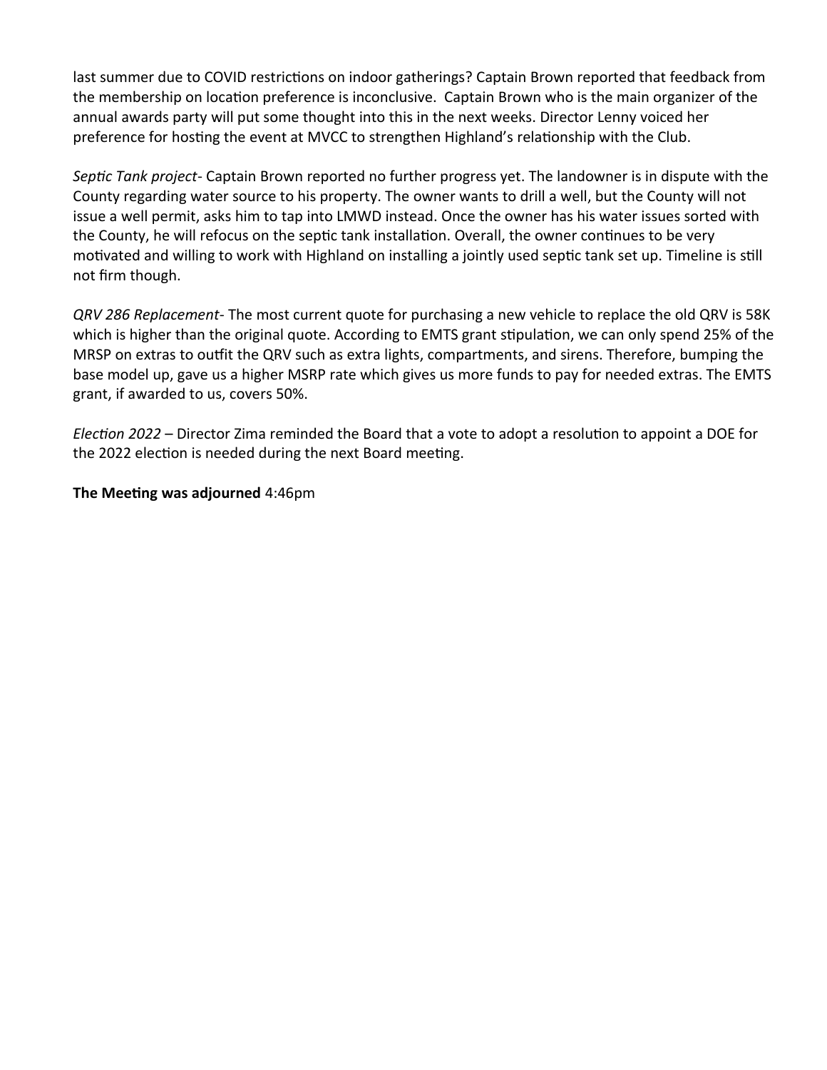last summer due to COVID restrictions on indoor gatherings? Captain Brown reported that feedback from the membership on location preference is inconclusive.  Captain Brown who is the main organizer of the annual awards party will put some thought into this in the next weeks. Director Lenny voiced her preference for hosting the event at MVCC to strengthen Highland's relationship with the Club.

*Septic Tank project*- Captain Brown reported no further progress yet. The landowner is in dispute with the County regarding water source to his property. The owner wants to drill a well, but the County will not issue a well permit, asks him to tap into LMWD instead. Once the owner has his water issues sorted with the County, he will refocus on the septic tank installation. Overall, the owner continues to be very motivated and willing to work with Highland on installing a jointly used septic tank set up. Timeline is still not firm though.

*QRV 286 Replacement*- The most current quote for purchasing a new vehicle to replace the old QRV is 58K which is higher than the original quote. According to EMTS grant stipulation, we can only spend 25% of the MRSP on extras to outfit the QRV such as extra lights, compartments, and sirens. Therefore, bumping the base model up, gave us a higher MSRP rate which gives us more funds to pay for needed extras. The EMTS grant, if awarded to us, covers 50%.

*Election 2022* – Director Zima reminded the Board that a vote to adopt a resolution to appoint a DOE for the 2022 election is needed during the next Board meeting.

**The Meeting was adjourned** 4:46pm